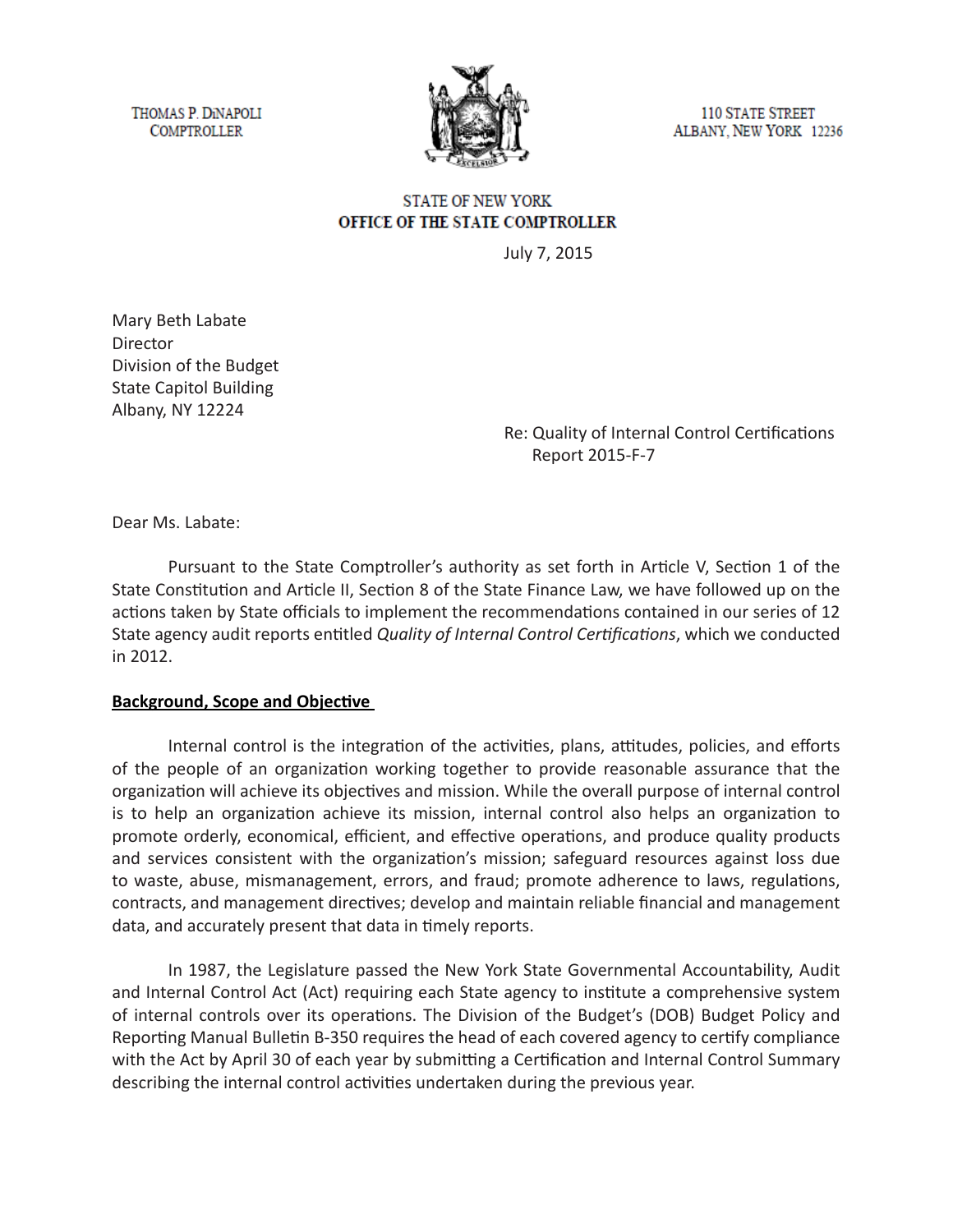THOMAS P. DiNAPOLI
COMPTROLLER

110 STATE STREET
ALBANY, NEW YORK 12236

STATE OF NEW YORK
**OFFICE OF THE STATE COMPTROLLER**

July 7, 2015

Mary Beth Labate
Director
Division of the Budget
State Capitol Building
Albany, NY 12224

Re: Quality of Internal Control Certifications
Report 2015-F-7

Dear Ms. Labate:

Pursuant to the State Comptroller's authority as set forth in Article V, Section 1 of the State Constitution and Article II, Section 8 of the State Finance Law, we have followed up on the actions taken by State officials to implement the recommendations contained in our series of 12 State agency audit reports entitled *Quality of Internal Control Certifications*, which we conducted in 2012.

**Background, Scope and Objective**

Internal control is the integration of the activities, plans, attitudes, policies, and efforts of the people of an organization working together to provide reasonable assurance that the organization will achieve its objectives and mission. While the overall purpose of internal control is to help an organization achieve its mission, internal control also helps an organization to promote orderly, economical, efficient, and effective operations, and produce quality products and services consistent with the organization's mission; safeguard resources against loss due to waste, abuse, mismanagement, errors, and fraud; promote adherence to laws, regulations, contracts, and management directives; develop and maintain reliable financial and management data, and accurately present that data in timely reports.

In 1987, the Legislature passed the New York State Governmental Accountability, Audit and Internal Control Act (Act) requiring each State agency to institute a comprehensive system of internal controls over its operations. The Division of the Budget's (DOB) Budget Policy and Reporting Manual Bulletin B-350 requires the head of each covered agency to certify compliance with the Act by April 30 of each year by submitting a Certification and Internal Control Summary describing the internal control activities undertaken during the previous year.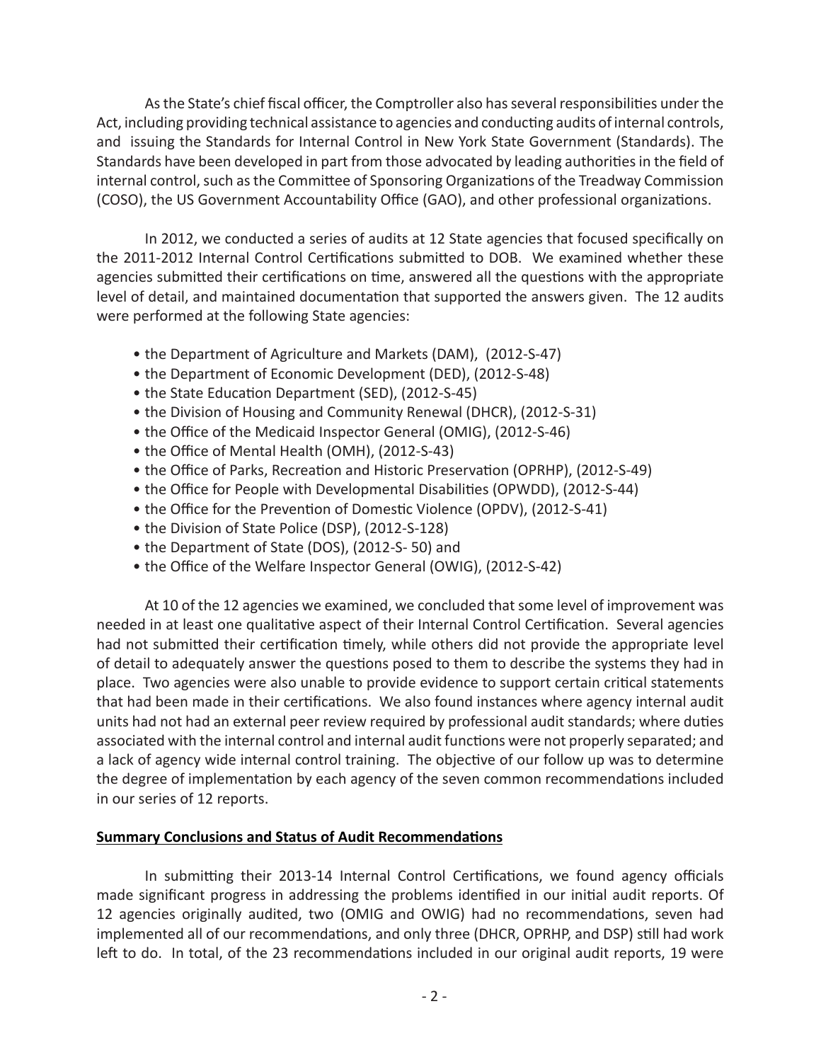As the State's chief fiscal officer, the Comptroller also has several responsibilities under the Act, including providing technical assistance to agencies and conducting audits of internal controls, and issuing the Standards for Internal Control in New York State Government (Standards). The Standards have been developed in part from those advocated by leading authorities in the field of internal control, such as the Committee of Sponsoring Organizations of the Treadway Commission (COSO), the US Government Accountability Office (GAO), and other professional organizations.

In 2012, we conducted a series of audits at 12 State agencies that focused specifically on the 2011-2012 Internal Control Certifications submitted to DOB. We examined whether these agencies submitted their certifications on time, answered all the questions with the appropriate level of detail, and maintained documentation that supported the answers given. The 12 audits were performed at the following State agencies:

- the Department of Agriculture and Markets (DAM), (2012-S-47)
- the Department of Economic Development (DED), (2012-S-48)
- the State Education Department (SED), (2012-S-45)
- the Division of Housing and Community Renewal (DHCR), (2012-S-31)
- the Office of the Medicaid Inspector General (OMIG), (2012-S-46)
- the Office of Mental Health (OMH), (2012-S-43)
- the Office of Parks, Recreation and Historic Preservation (OPRHP), (2012-S-49)
- the Office for People with Developmental Disabilities (OPWDD), (2012-S-44)
- the Office for the Prevention of Domestic Violence (OPDV), (2012-S-41)
- the Division of State Police (DSP), (2012-S-128)
- the Department of State (DOS), (2012-S- 50) and
- the Office of the Welfare Inspector General (OWIG), (2012-S-42)

At 10 of the 12 agencies we examined, we concluded that some level of improvement was needed in at least one qualitative aspect of their Internal Control Certification. Several agencies had not submitted their certification timely, while others did not provide the appropriate level of detail to adequately answer the questions posed to them to describe the systems they had in place. Two agencies were also unable to provide evidence to support certain critical statements that had been made in their certifications. We also found instances where agency internal audit units had not had an external peer review required by professional audit standards; where duties associated with the internal control and internal audit functions were not properly separated; and a lack of agency wide internal control training. The objective of our follow up was to determine the degree of implementation by each agency of the seven common recommendations included in our series of 12 reports.

**Summary Conclusions and Status of Audit Recommendations**

In submitting their 2013-14 Internal Control Certifications, we found agency officials made significant progress in addressing the problems identified in our initial audit reports. Of 12 agencies originally audited, two (OMIG and OWIG) had no recommendations, seven had implemented all of our recommendations, and only three (DHCR, OPRHP, and DSP) still had work left to do. In total, of the 23 recommendations included in our original audit reports, 19 were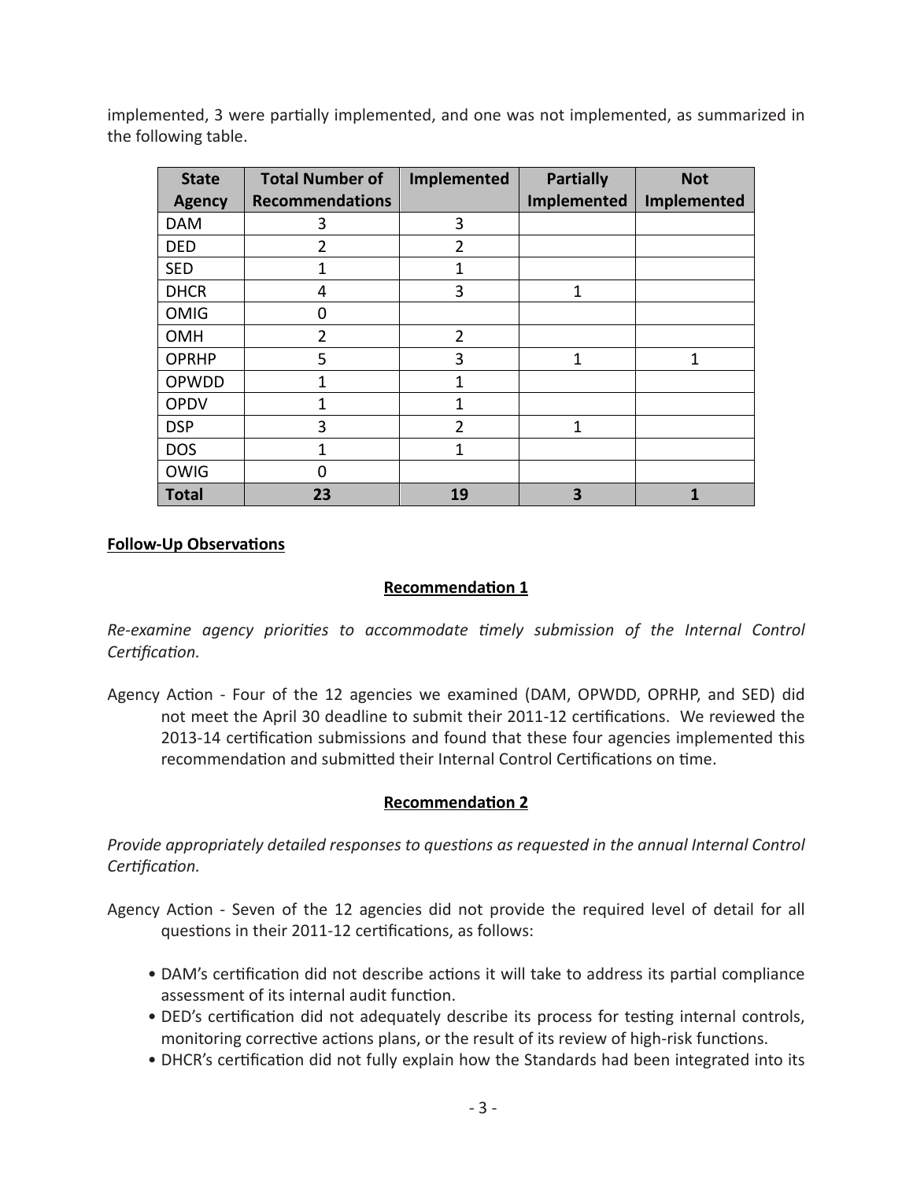implemented, 3 were partially implemented, and one was not implemented, as summarized in the following table.

| State Agency | Total Number of Recommendations | Implemented | Partially Implemented | Not Implemented |
|---|---|---|---|---|
| DAM | 3 | 3 | | |
| DED | 2 | 2 | | |
| SED | 1 | 1 | | |
| DHCR | 4 | 3 | 1 | |
| OMIG | 0 | | | |
| OMH | 2 | 2 | | |
| OPRHP | 5 | 3 | 1 | 1 |
| OPWDD | 1 | 1 | | |
| OPDV | 1 | 1 | | |
| DSP | 3 | 2 | 1 | |
| DOS | 1 | 1 | | |
| OWIG | 0 | | | |
| **Total** | **23** | **19** | **3** | **1** |

**Follow-Up Observations**

**Recommendation 1**

*Re-examine agency priorities to accommodate timely submission of the Internal Control Certification.*

Agency Action - Four of the 12 agencies we examined (DAM, OPWDD, OPRHP, and SED) did not meet the April 30 deadline to submit their 2011-12 certifications. We reviewed the 2013-14 certification submissions and found that these four agencies implemented this recommendation and submitted their Internal Control Certifications on time.

**Recommendation 2**

*Provide appropriately detailed responses to questions as requested in the annual Internal Control Certification.*

Agency Action - Seven of the 12 agencies did not provide the required level of detail for all questions in their 2011-12 certifications, as follows:

- DAM's certification did not describe actions it will take to address its partial compliance assessment of its internal audit function.
- DED's certification did not adequately describe its process for testing internal controls, monitoring corrective actions plans, or the result of its review of high-risk functions.
- DHCR's certification did not fully explain how the Standards had been integrated into its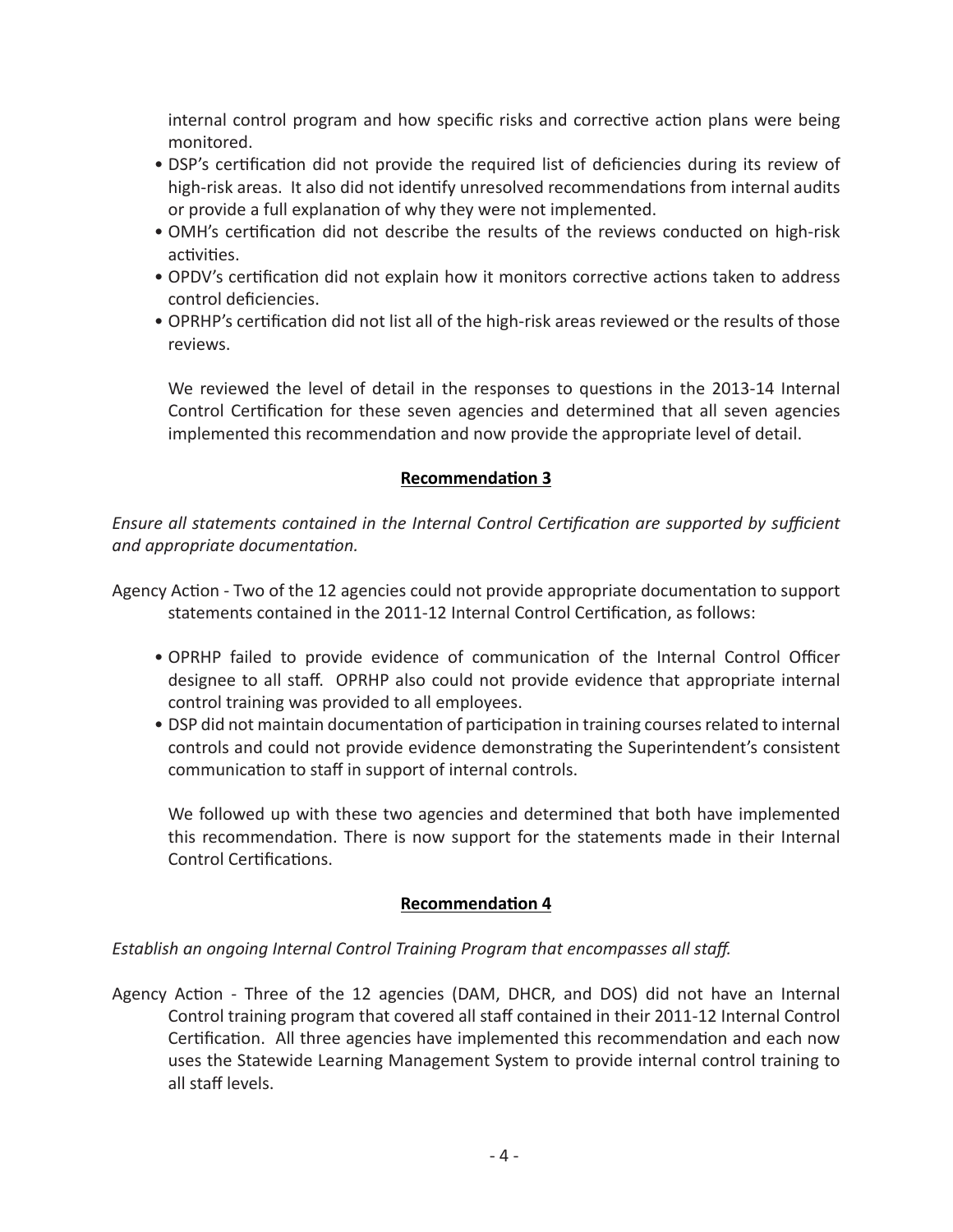internal control program and how specific risks and corrective action plans were being monitored.

- DSP's certification did not provide the required list of deficiencies during its review of high-risk areas. It also did not identify unresolved recommendations from internal audits or provide a full explanation of why they were not implemented.
- OMH's certification did not describe the results of the reviews conducted on high-risk activities.
- OPDV's certification did not explain how it monitors corrective actions taken to address control deficiencies.
- OPRHP's certification did not list all of the high-risk areas reviewed or the results of those reviews.

We reviewed the level of detail in the responses to questions in the 2013-14 Internal Control Certification for these seven agencies and determined that all seven agencies implemented this recommendation and now provide the appropriate level of detail.

## Recommendation 3

*Ensure all statements contained in the Internal Control Certification are supported by sufficient and appropriate documentation.*

Agency Action - Two of the 12 agencies could not provide appropriate documentation to support statements contained in the 2011-12 Internal Control Certification, as follows:

- OPRHP failed to provide evidence of communication of the Internal Control Officer designee to all staff. OPRHP also could not provide evidence that appropriate internal control training was provided to all employees.
- DSP did not maintain documentation of participation in training courses related to internal controls and could not provide evidence demonstrating the Superintendent's consistent communication to staff in support of internal controls.

We followed up with these two agencies and determined that both have implemented this recommendation. There is now support for the statements made in their Internal Control Certifications.

## Recommendation 4

*Establish an ongoing Internal Control Training Program that encompasses all staff.*

Agency Action - Three of the 12 agencies (DAM, DHCR, and DOS) did not have an Internal Control training program that covered all staff contained in their 2011-12 Internal Control Certification. All three agencies have implemented this recommendation and each now uses the Statewide Learning Management System to provide internal control training to all staff levels.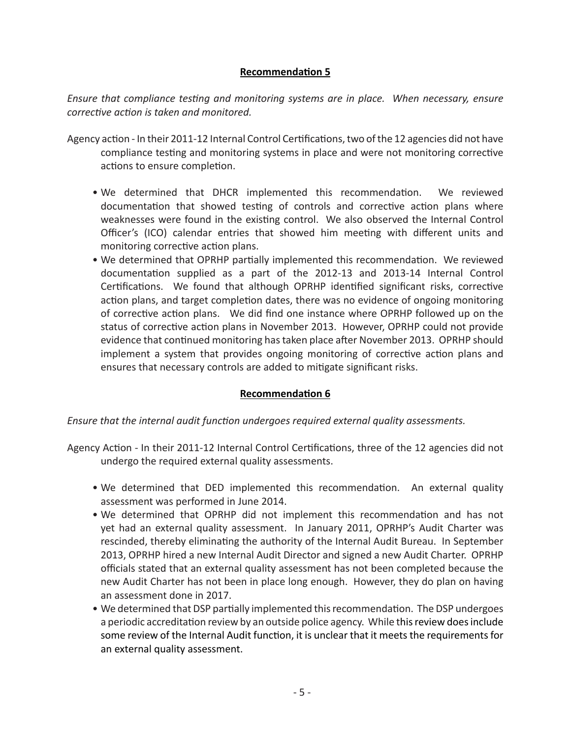## Recommendation 5

*Ensure that compliance testing and monitoring systems are in place. When necessary, ensure corrective action is taken and monitored.*

Agency action - In their 2011-12 Internal Control Certifications, two of the 12 agencies did not have compliance testing and monitoring systems in place and were not monitoring corrective actions to ensure completion.

- We determined that DHCR implemented this recommendation. We reviewed documentation that showed testing of controls and corrective action plans where weaknesses were found in the existing control. We also observed the Internal Control Officer's (ICO) calendar entries that showed him meeting with different units and monitoring corrective action plans.
- We determined that OPRHP partially implemented this recommendation. We reviewed documentation supplied as a part of the 2012-13 and 2013-14 Internal Control Certifications. We found that although OPRHP identified significant risks, corrective action plans, and target completion dates, there was no evidence of ongoing monitoring of corrective action plans. We did find one instance where OPRHP followed up on the status of corrective action plans in November 2013. However, OPRHP could not provide evidence that continued monitoring has taken place after November 2013. OPRHP should implement a system that provides ongoing monitoring of corrective action plans and ensures that necessary controls are added to mitigate significant risks.

## Recommendation 6

*Ensure that the internal audit function undergoes required external quality assessments.*

Agency Action - In their 2011-12 Internal Control Certifications, three of the 12 agencies did not undergo the required external quality assessments.

- We determined that DED implemented this recommendation. An external quality assessment was performed in June 2014.
- We determined that OPRHP did not implement this recommendation and has not yet had an external quality assessment. In January 2011, OPRHP's Audit Charter was rescinded, thereby eliminating the authority of the Internal Audit Bureau. In September 2013, OPRHP hired a new Internal Audit Director and signed a new Audit Charter. OPRHP officials stated that an external quality assessment has not been completed because the new Audit Charter has not been in place long enough. However, they do plan on having an assessment done in 2017.
- We determined that DSP partially implemented this recommendation. The DSP undergoes a periodic accreditation review by an outside police agency. While this review does include some review of the Internal Audit function, it is unclear that it meets the requirements for an external quality assessment.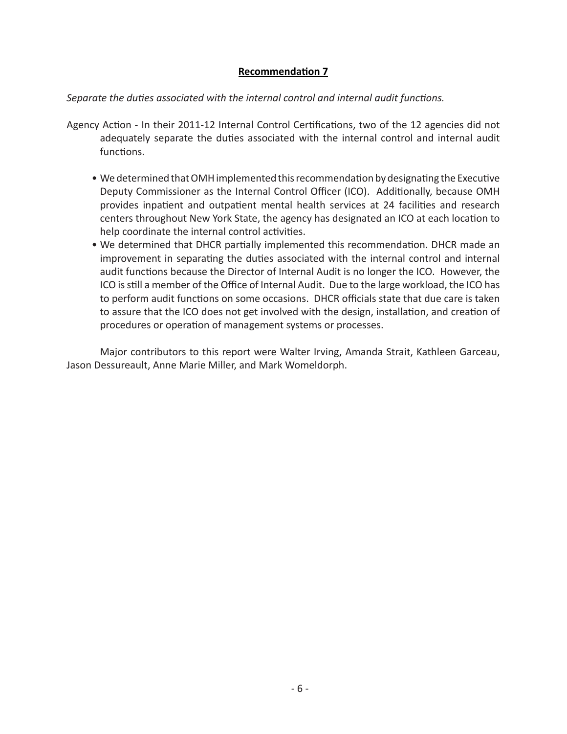**Recommendation 7**

*Separate the duties associated with the internal control and internal audit functions.*

Agency Action - In their 2011-12 Internal Control Certifications, two of the 12 agencies did not adequately separate the duties associated with the internal control and internal audit functions.

- We determined that OMH implemented this recommendation by designating the Executive Deputy Commissioner as the Internal Control Officer (ICO). Additionally, because OMH provides inpatient and outpatient mental health services at 24 facilities and research centers throughout New York State, the agency has designated an ICO at each location to help coordinate the internal control activities.
- We determined that DHCR partially implemented this recommendation. DHCR made an improvement in separating the duties associated with the internal control and internal audit functions because the Director of Internal Audit is no longer the ICO. However, the ICO is still a member of the Office of Internal Audit. Due to the large workload, the ICO has to perform audit functions on some occasions. DHCR officials state that due care is taken to assure that the ICO does not get involved with the design, installation, and creation of procedures or operation of management systems or processes.

Major contributors to this report were Walter Irving, Amanda Strait, Kathleen Garceau, Jason Dessureault, Anne Marie Miller, and Mark Womeldorph.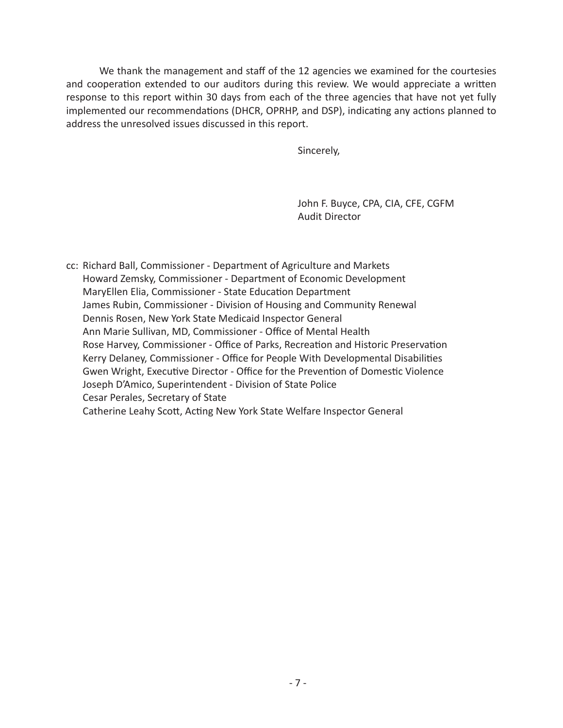We thank the management and staff of the 12 agencies we examined for the courtesies and cooperation extended to our auditors during this review. We would appreciate a written response to this report within 30 days from each of the three agencies that have not yet fully implemented our recommendations (DHCR, OPRHP, and DSP), indicating any actions planned to address the unresolved issues discussed in this report.

Sincerely,

John F. Buyce, CPA, CIA, CFE, CGFM
Audit Director

cc: Richard Ball, Commissioner - Department of Agriculture and Markets
Howard Zemsky, Commissioner - Department of Economic Development
MaryEllen Elia, Commissioner - State Education Department
James Rubin, Commissioner - Division of Housing and Community Renewal
Dennis Rosen, New York State Medicaid Inspector General
Ann Marie Sullivan, MD, Commissioner - Office of Mental Health
Rose Harvey, Commissioner - Office of Parks, Recreation and Historic Preservation
Kerry Delaney, Commissioner - Office for People With Developmental Disabilities
Gwen Wright, Executive Director - Office for the Prevention of Domestic Violence
Joseph D'Amico, Superintendent - Division of State Police
Cesar Perales, Secretary of State
Catherine Leahy Scott, Acting New York State Welfare Inspector General